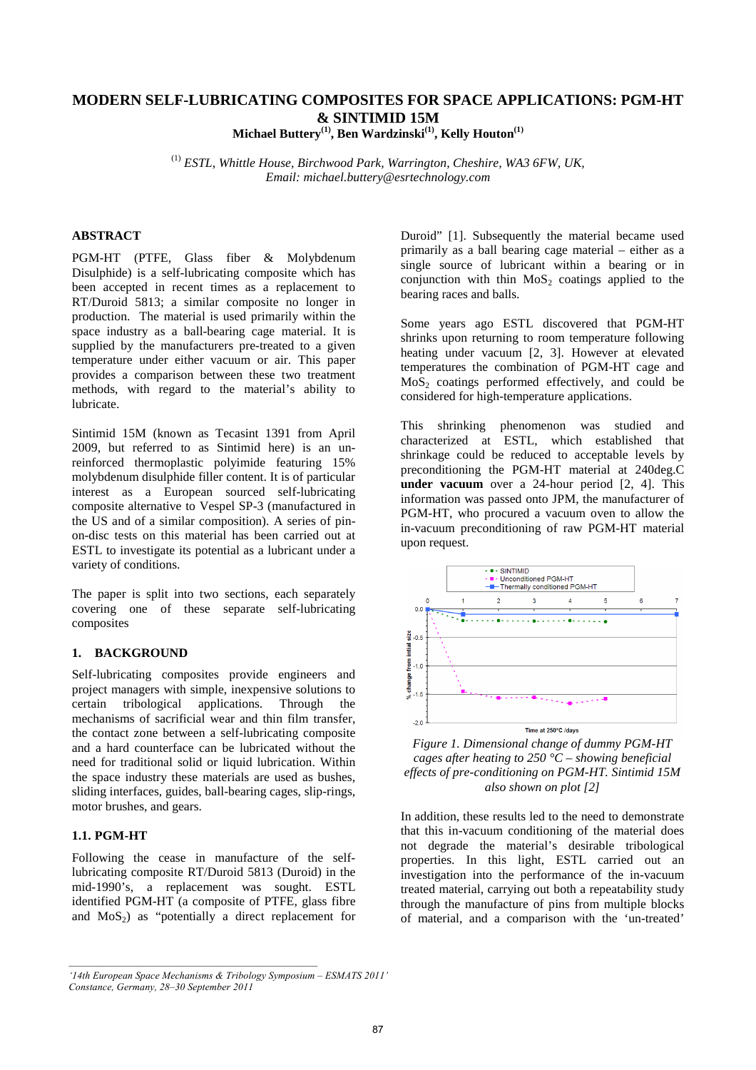# MODERN SELF-LUBRICATING COMPOSITES FOR SPACE APPLICATIONS: PGM-HT & SINTIMID 15M

**Michael Buttery[(1)], Ben Wardzinski[(1)], Kelly Houton[(1)]**

[(1)] *ESTL, Whittle House, Birchwood Park, Warrington, Cheshire, WA3 6FW, UK, Email: michael.buttery@esrtechnology.com*

## ABSTRACT

PGM-HT (PTFE, Glass fiber & Molybdenum Disulphide) is a self-lubricating composite which has been accepted in recent times as a replacement to RT/Duroid 5813; a similar composite no longer in production. The material is used primarily within the space industry as a ball-bearing cage material. It is supplied by the manufacturers pre-treated to a given temperature under either vacuum or air. This paper provides a comparison between these two treatment methods, with regard to the material's ability to lubricate.

Sintimid 15M (known as Tecasint 1391 from April 2009, but referred to as Sintimid here) is an un-reinforced thermoplastic polyimide featuring 15% molybdenum disulphide filler content. It is of particular interest as a European sourced self-lubricating composite alternative to Vespel SP-3 (manufactured in the US and of a similar composition). A series of pin-on-disc tests on this material has been carried out at ESTL to investigate its potential as a lubricant under a variety of conditions.

The paper is split into two sections, each separately covering one of these separate self-lubricating composites

## 1. BACKGROUND

Self-lubricating composites provide engineers and project managers with simple, inexpensive solutions to certain tribological applications. Through the mechanisms of sacrificial wear and thin film transfer, the contact zone between a self-lubricating composite and a hard counterface can be lubricated without the need for traditional solid or liquid lubrication. Within the space industry these materials are used as bushes, sliding interfaces, guides, ball-bearing cages, slip-rings, motor brushes, and gears.

### 1.1. PGM-HT

Following the cease in manufacture of the self-lubricating composite RT/Duroid 5813 (Duroid) in the mid-1990's, a replacement was sought. ESTL identified PGM-HT (a composite of PTFE, glass fibre and $MoS_2$) as "potentially a direct replacement for Duroid" [1]. Subsequently the material became used primarily as a ball bearing cage material – either as a single source of lubricant within a bearing or in conjunction with thin $MoS_2$ coatings applied to the bearing races and balls.

Some years ago ESTL discovered that PGM-HT shrinks upon returning to room temperature following heating under vacuum [2, 3]. However at elevated temperatures the combination of PGM-HT cage and $MoS_2$ coatings performed effectively, and could be considered for high-temperature applications.

This shrinking phenomenon was studied and characterized at ESTL, which established that shrinkage could be reduced to acceptable levels by preconditioning the PGM-HT material at 240deg.C **under vacuum** over a 24-hour period [2, 4]. This information was passed onto JPM, the manufacturer of PGM-HT, who procured a vacuum oven to allow the in-vacuum preconditioning of raw PGM-HT material upon request.

*Figure 1. Dimensional change of dummy PGM-HT cages after heating to 250 °C – showing beneficial effects of pre-conditioning on PGM-HT. Sintimid 15M also shown on plot [2]*

In addition, these results led to the need to demonstrate that this in-vacuum conditioning of the material does not degrade the material's desirable tribological properties. In this light, ESTL carried out an investigation into the performance of the in-vacuum treated material, carrying out both a repeatability study through the manufacture of pins from multiple blocks of material, and a comparison with the 'un-treated'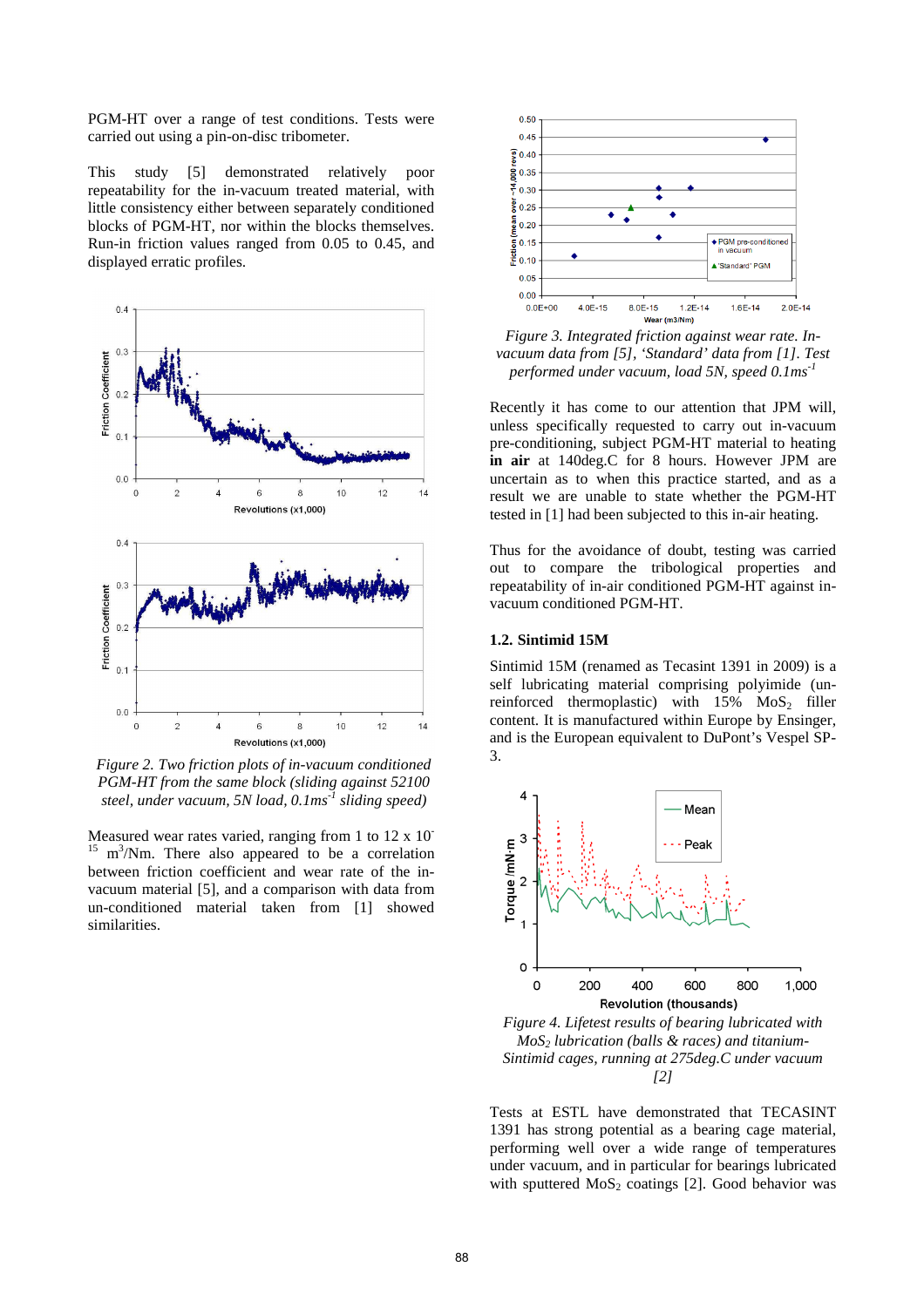PGM-HT over a range of test conditions. Tests were carried out using a pin-on-disc tribometer.

This study [5] demonstrated relatively poor repeatability for the in-vacuum treated material, with little consistency either between separately conditioned blocks of PGM-HT, nor within the blocks themselves. Run-in friction values ranged from 0.05 to 0.45, and displayed erratic profiles.

*Figure 2. Two friction plots of in-vacuum conditioned PGM-HT from the same block (sliding against 52100 steel, under vacuum, 5N load, $0.1 ms^{-1}$ sliding speed)*

Measured wear rates varied, ranging from 1 to 12 x $10^{-15}$ $m^3/Nm$. There also appeared to be a correlation between friction coefficient and wear rate of the in-vacuum material [5], and a comparison with data from un-conditioned material taken from [1] showed similarities.

*Figure 3. Integrated friction against wear rate. In-vacuum data from [5], 'Standard' data from [1]. Test performed under vacuum, load 5N, speed $0.1 ms^{-1}$*

Recently it has come to our attention that JPM will, unless specifically requested to carry out in-vacuum pre-conditioning, subject PGM-HT material to heating **in air** at 140deg.C for 8 hours. However JPM are uncertain as to when this practice started, and as a result we are unable to state whether the PGM-HT tested in [1] had been subjected to this in-air heating.

Thus for the avoidance of doubt, testing was carried out to compare the tribological properties and repeatability of in-air conditioned PGM-HT against in-vacuum conditioned PGM-HT.

### 1.2. Sintimid 15M

Sintimid 15M (renamed as Tecasint 1391 in 2009) is a self lubricating material comprising polyimide (un-reinforced thermoplastic) with 15% $MoS_2$ filler content. It is manufactured within Europe by Ensinger, and is the European equivalent to DuPont's Vespel SP-3.

*Figure 4. Lifetest results of bearing lubricated with $MoS_2$ lubrication (balls & races) and titanium-Sintimid cages, running at 275deg.C under vacuum [2]*

Tests at ESTL have demonstrated that TECASINT 1391 has strong potential as a bearing cage material, performing well over a wide range of temperatures under vacuum, and in particular for bearings lubricated with sputtered $MoS_2$ coatings [2]. Good behavior was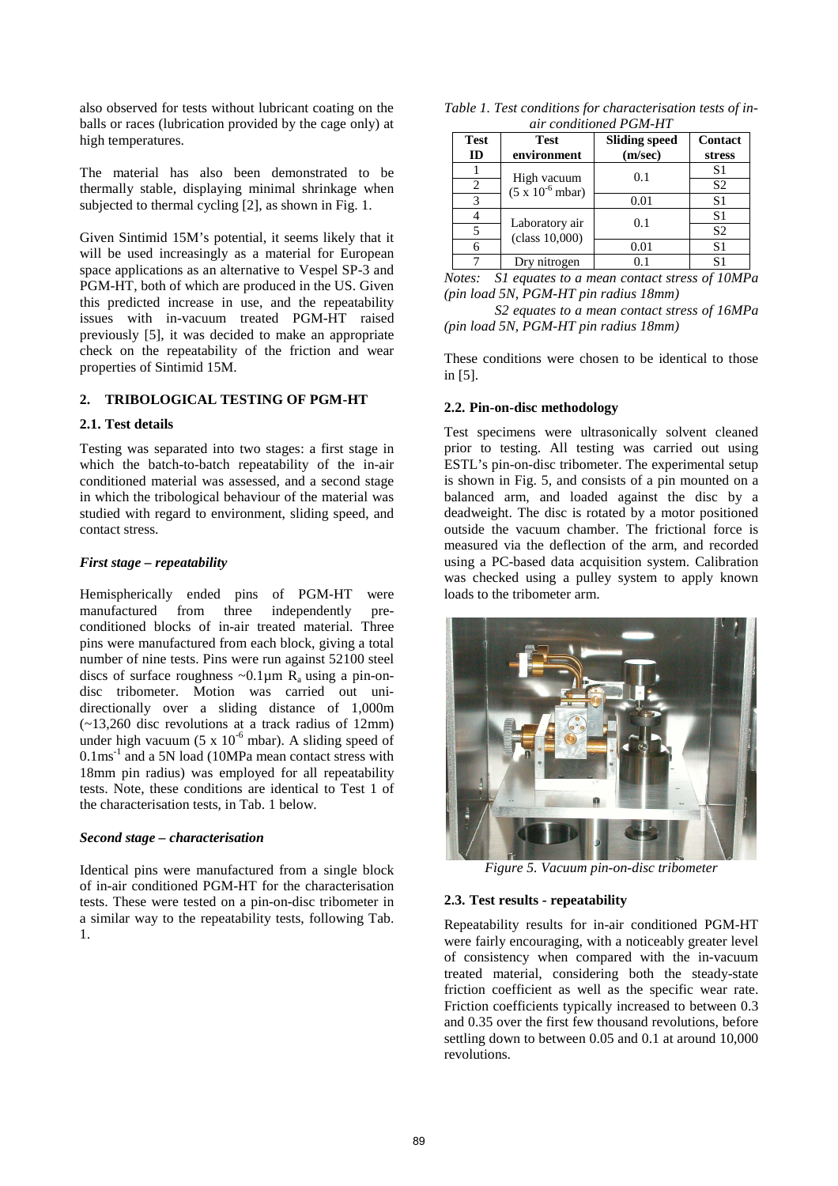also observed for tests without lubricant coating on the balls or races (lubrication provided by the cage only) at high temperatures.

The material has also been demonstrated to be thermally stable, displaying minimal shrinkage when subjected to thermal cycling [2], as shown in Fig. 1.

Given Sintimid 15M's potential, it seems likely that it will be used increasingly as a material for European space applications as an alternative to Vespel SP-3 and PGM-HT, both of which are produced in the US. Given this predicted increase in use, and the repeatability issues with in-vacuum treated PGM-HT raised previously [5], it was decided to make an appropriate check on the repeatability of the friction and wear properties of Sintimid 15M.

## 2. TRIBOLOGICAL TESTING OF PGM-HT

### 2.1. Test details

Testing was separated into two stages: a first stage in which the batch-to-batch repeatability of the in-air conditioned material was assessed, and a second stage in which the tribological behaviour of the material was studied with regard to environment, sliding speed, and contact stress.

***First stage – repeatability***

Hemispherically ended pins of PGM-HT were manufactured from three independently pre-conditioned blocks of in-air treated material. Three pins were manufactured from each block, giving a total number of nine tests. Pins were run against 52100 steel discs of surface roughness ~0.1µm $R_a$ using a pin-on-disc tribometer. Motion was carried out uni-directionally over a sliding distance of 1,000m (~13,260 disc revolutions at a track radius of 12mm) under high vacuum ($5 \times 10^{-6}$ mbar). A sliding speed of $0.1 ms^{-1}$ and a 5N load (10MPa mean contact stress with 18mm pin radius) was employed for all repeatability tests. Note, these conditions are identical to Test 1 of the characterisation tests, in Tab. 1 below.

***Second stage – characterisation***

Identical pins were manufactured from a single block of in-air conditioned PGM-HT for the characterisation tests. These were tested on a pin-on-disc tribometer in a similar way to the repeatability tests, following Tab. 1.

*Table 1. Test conditions for characterisation tests of in-air conditioned PGM-HT*

| Test ID | Test environment | Sliding speed (m/sec) | Contact stress |
|---|---|---|---|
| 1 | High vacuum ($5 \times 10^{-6}$ mbar) | 0.1 | S1 |
| 2 | | | S2 |
| 3 | | 0.01 | S1 |
| 4 | Laboratory air (class 10,000) | 0.1 | S1 |
| 5 | | | S2 |
| 6 | | 0.01 | S1 |
| 7 | Dry nitrogen | 0.1 | S1 |

*Notes: S1 equates to a mean contact stress of 10MPa (pin load 5N, PGM-HT pin radius 18mm)*

*S2 equates to a mean contact stress of 16MPa (pin load 5N, PGM-HT pin radius 18mm)*

These conditions were chosen to be identical to those in [5].

### 2.2. Pin-on-disc methodology

Test specimens were ultrasonically solvent cleaned prior to testing. All testing was carried out using ESTL's pin-on-disc tribometer. The experimental setup is shown in Fig. 5, and consists of a pin mounted on a balanced arm, and loaded against the disc by a deadweight. The disc is rotated by a motor positioned outside the vacuum chamber. The frictional force is measured via the deflection of the arm, and recorded using a PC-based data acquisition system. Calibration was checked using a pulley system to apply known loads to the tribometer arm.

*Figure 5. Vacuum pin-on-disc tribometer*

### 2.3. Test results - repeatability

Repeatability results for in-air conditioned PGM-HT were fairly encouraging, with a noticeably greater level of consistency when compared with the in-vacuum treated material, considering both the steady-state friction coefficient as well as the specific wear rate. Friction coefficients typically increased to between 0.3 and 0.35 over the first few thousand revolutions, before settling down to between 0.05 and 0.1 at around 10,000 revolutions.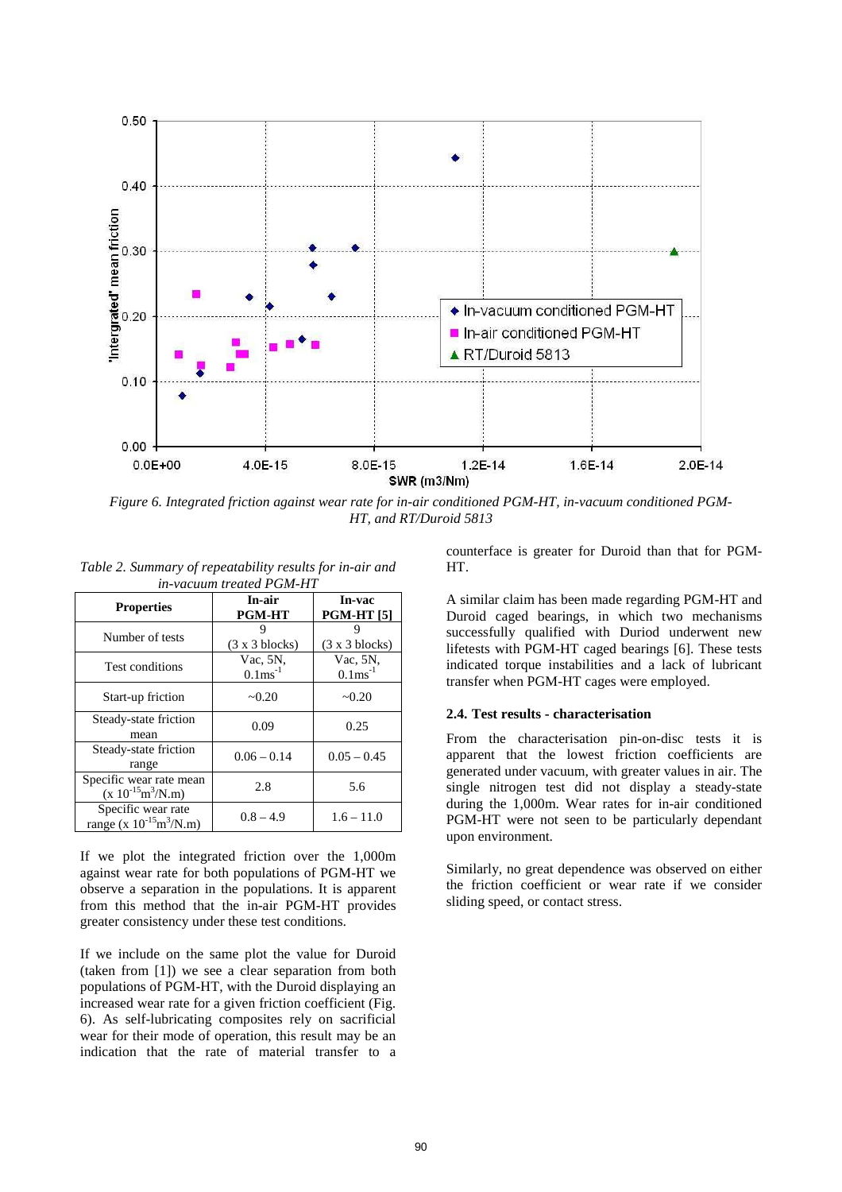Figure 6. Integrated friction against wear rate for in-air conditioned PGM-HT, in-vacuum conditioned PGM-HT, and RT/Duroid 5813

Table 2. Summary of repeatability results for in-air and in-vacuum treated PGM-HT

| Properties | In-air PGM-HT | In-vac PGM-HT [5] |
|---|---|---|
| Number of tests | 9 (3 x 3 blocks) | 9 (3 x 3 blocks) |
| Test conditions | Vac, 5N, $0.1ms^{-1}$ | Vac, 5N, $0.1ms^{-1}$ |
| Start-up friction | ~0.20 | ~0.20 |
| Steady-state friction mean | 0.09 | 0.25 |
| Steady-state friction range | 0.06 – 0.14 | 0.05 – 0.45 |
| Specific wear rate mean ($x\ 10^{-15}m^3/N.m$) | 2.8 | 5.6 |
| Specific wear rate range ($x\ 10^{-15}m^3/N.m$) | 0.8 – 4.9 | 1.6 – 11.0 |

If we plot the integrated friction over the 1,000m against wear rate for both populations of PGM-HT we observe a separation in the populations. It is apparent from this method that the in-air PGM-HT provides greater consistency under these test conditions.

If we include on the same plot the value for Duroid (taken from [1]) we see a clear separation from both populations of PGM-HT, with the Duroid displaying an increased wear rate for a given friction coefficient (Fig. 6). As self-lubricating composites rely on sacrificial wear for their mode of operation, this result may be an indication that the rate of material transfer to a counterface is greater for Duroid than that for PGM-HT.

A similar claim has been made regarding PGM-HT and Duroid caged bearings, in which two mechanisms successfully qualified with Duriod underwent new lifetests with PGM-HT caged bearings [6]. These tests indicated torque instabilities and a lack of lubricant transfer when PGM-HT cages were employed.

### 2.4. Test results - characterisation

From the characterisation pin-on-disc tests it is apparent that the lowest friction coefficients are generated under vacuum, with greater values in air. The single nitrogen test did not display a steady-state during the 1,000m. Wear rates for in-air conditioned PGM-HT were not seen to be particularly dependant upon environment.

Similarly, no great dependence was observed on either the friction coefficient or wear rate if we consider sliding speed, or contact stress.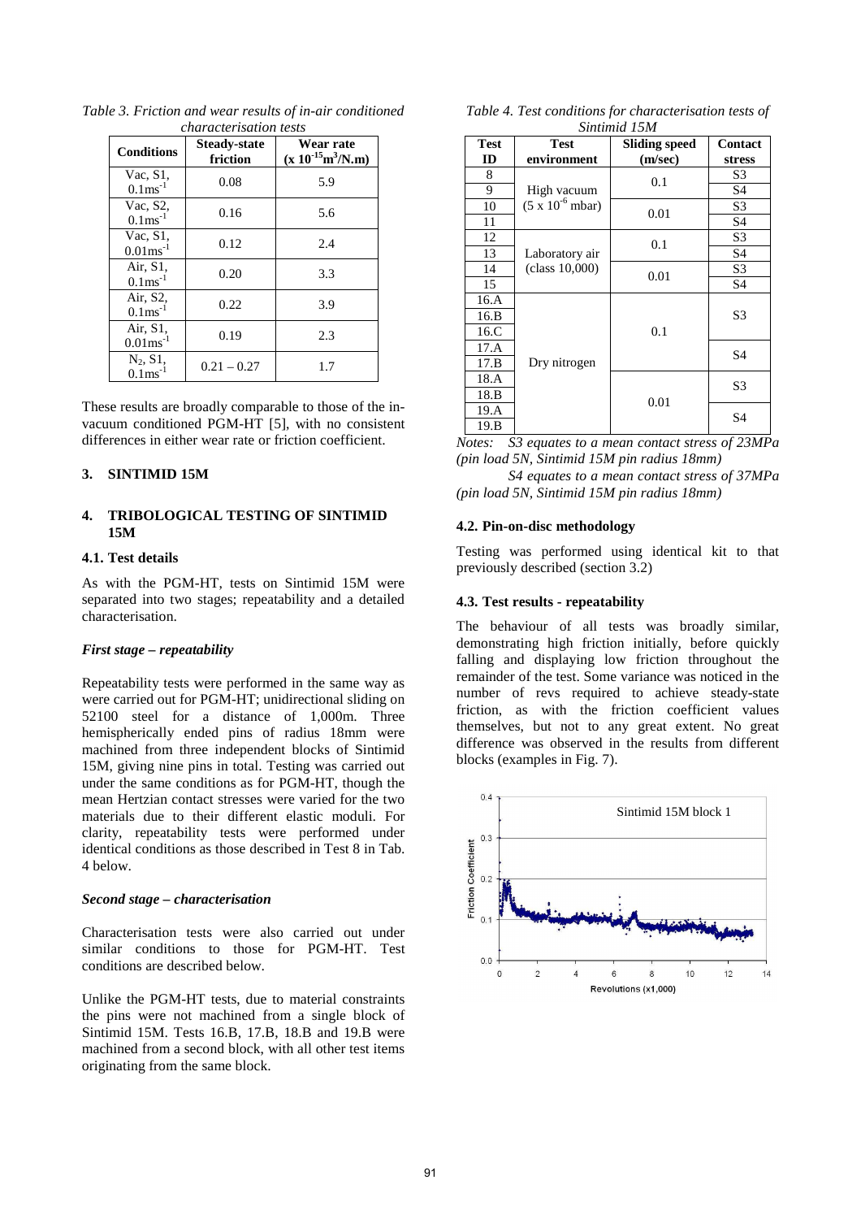*Table 3. Friction and wear results of in-air conditioned characterisation tests*

| Conditions | Steady-state friction | Wear rate ($\times 10^{-15} m^3/N.m$) |
|---|---|---|
| Vac, S1, $0.1ms^{-1}$ | 0.08 | 5.9 |
| Vac, S2, $0.1ms^{-1}$ | 0.16 | 5.6 |
| Vac, S1, $0.01ms^{-1}$ | 0.12 | 2.4 |
| Air, S1, $0.1ms^{-1}$ | 0.20 | 3.3 |
| Air, S2, $0.1ms^{-1}$ | 0.22 | 3.9 |
| Air, S1, $0.01ms^{-1}$ | 0.19 | 2.3 |
| $N_2$, S1, $0.1ms^{-1}$ | 0.21 – 0.27 | 1.7 |

These results are broadly comparable to those of the in-vacuum conditioned PGM-HT [5], with no consistent differences in either wear rate or friction coefficient.

## 3. SINTIMID 15M

## 4. TRIBOLOGICAL TESTING OF SINTIMID 15M

### 4.1. Test details

As with the PGM-HT, tests on Sintimid 15M were separated into two stages; repeatability and a detailed characterisation.

***First stage – repeatability***

Repeatability tests were performed in the same way as were carried out for PGM-HT; unidirectional sliding on 52100 steel for a distance of 1,000m. Three hemispherically ended pins of radius 18mm were machined from three independent blocks of Sintimid 15M, giving nine pins in total. Testing was carried out under the same conditions as for PGM-HT, though the mean Hertzian contact stresses were varied for the two materials due to their different elastic moduli. For clarity, repeatability tests were performed under identical conditions as those described in Test 8 in Tab. 4 below.

***Second stage – characterisation***

Characterisation tests were also carried out under similar conditions to those for PGM-HT. Test conditions are described below.

Unlike the PGM-HT tests, due to material constraints the pins were not machined from a single block of Sintimid 15M. Tests 16.B, 17.B, 18.B and 19.B were machined from a second block, with all other test items originating from the same block.

*Table 4. Test conditions for characterisation tests of Sintimid 15M*

| Test ID | Test environment | Sliding speed (m/sec) | Contact stress |
|---|---|---|---|
| 8 | High vacuum ($5 \times 10^{-6}$ mbar) | 0.1 | S3 |
| 9 | | | S4 |
| 10 | | 0.01 | S3 |
| 11 | | | S4 |
| 12 | Laboratory air (class 10,000) | 0.1 | S3 |
| 13 | | | S4 |
| 14 | | 0.01 | S3 |
| 15 | | | S4 |
| 16.A | Dry nitrogen | 0.1 | S3 |
| 16.B | | | |
| 16.C | | | |
| 17.A | | | S4 |
| 17.B | | | |
| 18.A | | 0.01 | S3 |
| 18.B | | | |
| 19.A | | | S4 |
| 19.B | | | |

*Notes: S3 equates to a mean contact stress of 23MPa (pin load 5N, Sintimid 15M pin radius 18mm)*

*S4 equates to a mean contact stress of 37MPa (pin load 5N, Sintimid 15M pin radius 18mm)*

### 4.2. Pin-on-disc methodology

Testing was performed using identical kit to that previously described (section 3.2)

### 4.3. Test results - repeatability

The behaviour of all tests was broadly similar, demonstrating high friction initially, before quickly falling and displaying low friction throughout the remainder of the test. Some variance was noticed in the number of revs required to achieve steady-state friction, as with the friction coefficient values themselves, but not to any great extent. No great difference was observed in the results from different blocks (examples in Fig. 7).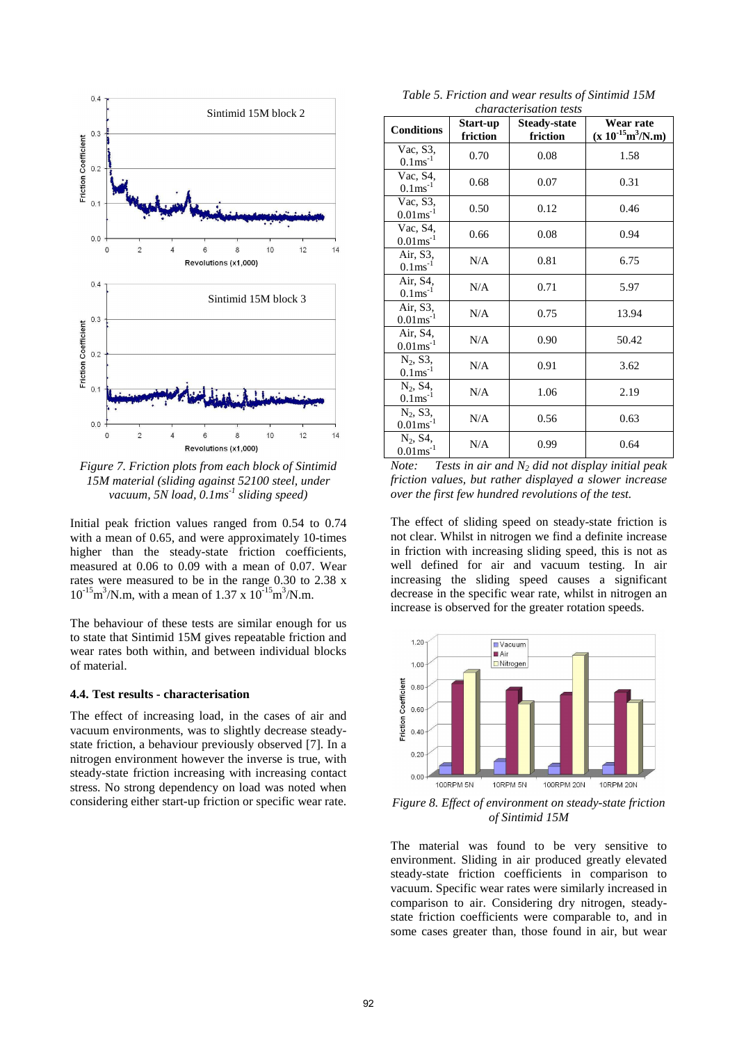Figure 7. Friction plots from each block of Sintimid 15M material (sliding against 52100 steel, under vacuum, 5N load, $0.1 ms^{-1}$ sliding speed)

Initial peak friction values ranged from 0.54 to 0.74 with a mean of 0.65, and were approximately 10-times higher than the steady-state friction coefficients, measured at 0.06 to 0.09 with a mean of 0.07. Wear rates were measured to be in the range 0.30 to 2.38 x $10^{-15} m^3/N.m$, with a mean of 1.37 x $10^{-15} m^3/N.m$.

The behaviour of these tests are similar enough for us to state that Sintimid 15M gives repeatable friction and wear rates both within, and between individual blocks of material.

### 4.4. Test results - characterisation

The effect of increasing load, in the cases of air and vacuum environments, was to slightly decrease steady-state friction, a behaviour previously observed [7]. In a nitrogen environment however the inverse is true, with steady-state friction increasing with increasing contact stress. No strong dependency on load was noted when considering either start-up friction or specific wear rate.

*Table 5. Friction and wear results of Sintimid 15M characterisation tests*

| Conditions | Start-up friction | Steady-state friction | Wear rate ($\times 10^{-15} m^3/N.m$) |
|---|---|---|---|
| Vac, S3, $0.1 ms^{-1}$ | 0.70 | 0.08 | 1.58 |
| Vac, S4, $0.1 ms^{-1}$ | 0.68 | 0.07 | 0.31 |
| Vac, S3, $0.01 ms^{-1}$ | 0.50 | 0.12 | 0.46 |
| Vac, S4, $0.01 ms^{-1}$ | 0.66 | 0.08 | 0.94 |
| Air, S3, $0.1 ms^{-1}$ | N/A | 0.81 | 6.75 |
| Air, S4, $0.1 ms^{-1}$ | N/A | 0.71 | 5.97 |
| Air, S3, $0.01 ms^{-1}$ | N/A | 0.75 | 13.94 |
| Air, S4, $0.01 ms^{-1}$ | N/A | 0.90 | 50.42 |
| $N_2$, S3, $0.1 ms^{-1}$ | N/A | 0.91 | 3.62 |
| $N_2$, S4, $0.1 ms^{-1}$ | N/A | 1.06 | 2.19 |
| $N_2$, S3, $0.01 ms^{-1}$ | N/A | 0.56 | 0.63 |
| $N_2$, S4, $0.01 ms^{-1}$ | N/A | 0.99 | 0.64 |

*Note: Tests in air and $N_2$ did not display initial peak friction values, but rather displayed a slower increase over the first few hundred revolutions of the test.*

The effect of sliding speed on steady-state friction is not clear. Whilst in nitrogen we find a definite increase in friction with increasing sliding speed, this is not as well defined for air and vacuum testing. In air increasing the sliding speed causes a significant decrease in the specific wear rate, whilst in nitrogen an increase is observed for the greater rotation speeds.

Figure 8. Effect of environment on steady-state friction of Sintimid 15M

The material was found to be very sensitive to environment. Sliding in air produced greatly elevated steady-state friction coefficients in comparison to vacuum. Specific wear rates were similarly increased in comparison to air. Considering dry nitrogen, steady-state friction coefficients were comparable to, and in some cases greater than, those found in air, but wear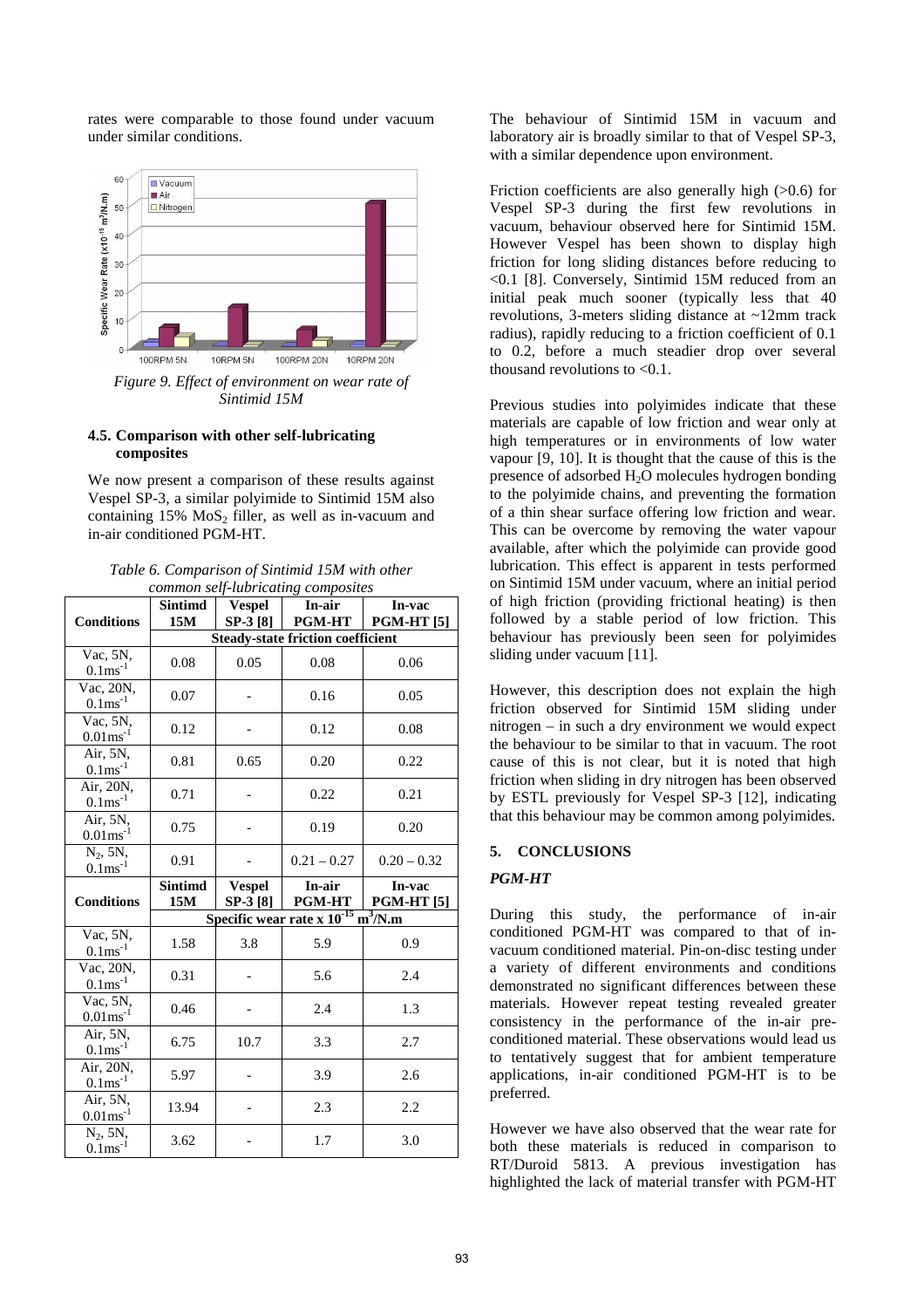rates were comparable to those found under vacuum under similar conditions.

*Figure 9. Effect of environment on wear rate of Sintimid 15M*

### 4.5. Comparison with other self-lubricating composites

We now present a comparison of these results against Vespel SP-3, a similar polyimide to Sintimid 15M also containing 15% $MoS_2$ filler, as well as in-vacuum and in-air conditioned PGM-HT.

*Table 6. Comparison of Sintimid 15M with other common self-lubricating composites*

| Conditions | Sintimd 15M | Vespel SP-3 [8] | In-air PGM-HT | In-vac PGM-HT [5] |
|---|---|---|---|---|
| | Steady-state friction coefficient | | | |
| Vac, 5N, $0.1ms^{-1}$ | 0.08 | 0.05 | 0.08 | 0.06 |
| Vac, 20N, $0.1ms^{-1}$ | 0.07 | - | 0.16 | 0.05 |
| Vac, 5N, $0.01ms^{-1}$ | 0.12 | - | 0.12 | 0.08 |
| Air, 5N, $0.1ms^{-1}$ | 0.81 | 0.65 | 0.20 | 0.22 |
| Air, 20N, $0.1ms^{-1}$ | 0.71 | - | 0.22 | 0.21 |
| Air, 5N, $0.01ms^{-1}$ | 0.75 | - | 0.19 | 0.20 |
| $N_2$, 5N, $0.1ms^{-1}$ | 0.91 | - | 0.21 – 0.27 | 0.20 – 0.32 |
| **Conditions** | **Sintimd 15M** | **Vespel SP-3 [8]** | **In-air PGM-HT** | **In-vac PGM-HT [5]** |
| | Specific wear rate x $10^{-15}$ $m^3/N.m$ | | | |
| Vac, 5N, $0.1ms^{-1}$ | 1.58 | 3.8 | 5.9 | 0.9 |
| Vac, 20N, $0.1ms^{-1}$ | 0.31 | - | 5.6 | 2.4 |
| Vac, 5N, $0.01ms^{-1}$ | 0.46 | - | 2.4 | 1.3 |
| Air, 5N, $0.1ms^{-1}$ | 6.75 | 10.7 | 3.3 | 2.7 |
| Air, 20N, $0.1ms^{-1}$ | 5.97 | - | 3.9 | 2.6 |
| Air, 5N, $0.01ms^{-1}$ | 13.94 | - | 2.3 | 2.2 |
| $N_2$, 5N, $0.1ms^{-1}$ | 3.62 | - | 1.7 | 3.0 |

The behaviour of Sintimid 15M in vacuum and laboratory air is broadly similar to that of Vespel SP-3, with a similar dependence upon environment.

Friction coefficients are also generally high (>0.6) for Vespel SP-3 during the first few revolutions in vacuum, behaviour observed here for Sintimid 15M. However Vespel has been shown to display high friction for long sliding distances before reducing to <0.1 [8]. Conversely, Sintimid 15M reduced from an initial peak much sooner (typically less that 40 revolutions, 3-meters sliding distance at ~12mm track radius), rapidly reducing to a friction coefficient of 0.1 to 0.2, before a much steadier drop over several thousand revolutions to <0.1.

Previous studies into polyimides indicate that these materials are capable of low friction and wear only at high temperatures or in environments of low water vapour [9, 10]. It is thought that the cause of this is the presence of adsorbed $H_2O$ molecules hydrogen bonding to the polyimide chains, and preventing the formation of a thin shear surface offering low friction and wear. This can be overcome by removing the water vapour available, after which the polyimide can provide good lubrication. This effect is apparent in tests performed on Sintimid 15M under vacuum, where an initial period of high friction (providing frictional heating) is then followed by a stable period of low friction. This behaviour has previously been seen for polyimides sliding under vacuum [11].

However, this description does not explain the high friction observed for Sintimid 15M sliding under nitrogen – in such a dry environment we would expect the behaviour to be similar to that in vacuum. The root cause of this is not clear, but it is noted that high friction when sliding in dry nitrogen has been observed by ESTL previously for Vespel SP-3 [12], indicating that this behaviour may be common among polyimides.

## 5. CONCLUSIONS

### *PGM-HT*

During this study, the performance of in-air conditioned PGM-HT was compared to that of in-vacuum conditioned material. Pin-on-disc testing under a variety of different environments and conditions demonstrated no significant differences between these materials. However repeat testing revealed greater consistency in the performance of the in-air pre-conditioned material. These observations would lead us to tentatively suggest that for ambient temperature applications, in-air conditioned PGM-HT is to be preferred.

However we have also observed that the wear rate for both these materials is reduced in comparison to RT/Duroid 5813. A previous investigation has highlighted the lack of material transfer with PGM-HT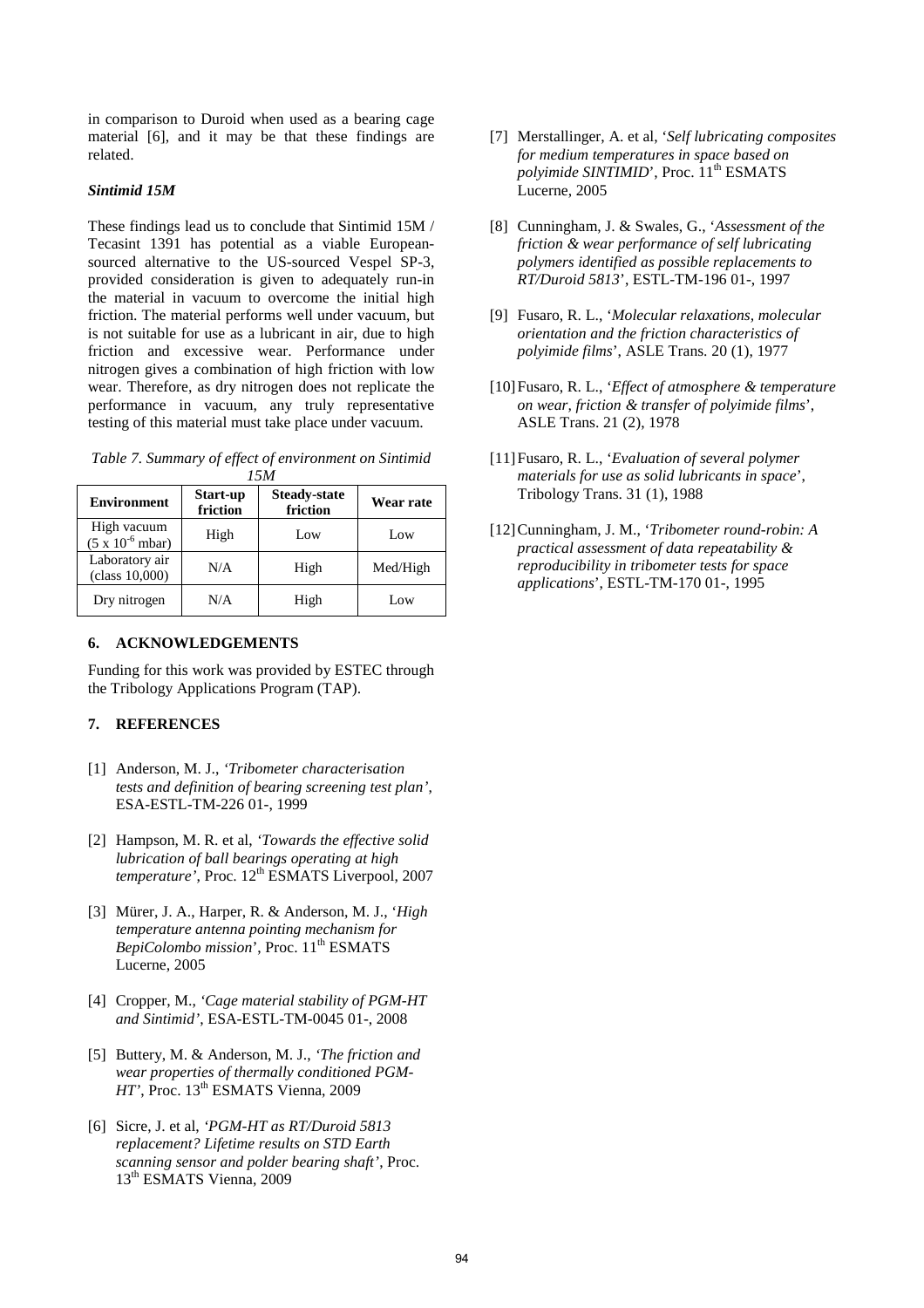in comparison to Duroid when used as a bearing cage material [6], and it may be that these findings are related.

### *Sintimid 15M*

These findings lead us to conclude that Sintimid 15M / Tecasint 1391 has potential as a viable European-sourced alternative to the US-sourced Vespel SP-3, provided consideration is given to adequately run-in the material in vacuum to overcome the initial high friction. The material performs well under vacuum, but is not suitable for use as a lubricant in air, due to high friction and excessive wear. Performance under nitrogen gives a combination of high friction with low wear. Therefore, as dry nitrogen does not replicate the performance in vacuum, any truly representative testing of this material must take place under vacuum.

*Table 7. Summary of effect of environment on Sintimid 15M*

| Environment | Start-up friction | Steady-state friction | Wear rate |
|---|---|---|---|
| High vacuum ($5 \times 10^{-6}$ mbar) | High | Low | Low |
| Laboratory air (class 10,000) | N/A | High | Med/High |
| Dry nitrogen | N/A | High | Low |

## 6. ACKNOWLEDGEMENTS

Funding for this work was provided by ESTEC through the Tribology Applications Program (TAP).

## 7. REFERENCES

[1] Anderson, M. J., *'Tribometer characterisation tests and definition of bearing screening test plan'*, ESA-ESTL-TM-226 01-, 1999

[2] Hampson, M. R. et al, *'Towards the effective solid lubrication of ball bearings operating at high temperature'*, Proc. 12th ESMATS Liverpool, 2007

[3] Mürer, J. A., Harper, R. & Anderson, M. J., '*High temperature antenna pointing mechanism for BepiColombo mission*', Proc. 11th ESMATS Lucerne, 2005

[4] Cropper, M., *'Cage material stability of PGM-HT and Sintimid'*, ESA-ESTL-TM-0045 01-, 2008

[5] Buttery, M. & Anderson, M. J., *'The friction and wear properties of thermally conditioned PGM-HT'*, Proc. 13th ESMATS Vienna, 2009

[6] Sicre, J. et al, *'PGM-HT as RT/Duroid 5813 replacement? Lifetime results on STD Earth scanning sensor and polder bearing shaft'*, Proc. 13th ESMATS Vienna, 2009

[7] Merstallinger, A. et al, '*Self lubricating composites for medium temperatures in space based on polyimide SINTIMID*', Proc. 11th ESMATS Lucerne, 2005

[8] Cunningham, J. & Swales, G., '*Assessment of the friction & wear performance of self lubricating polymers identified as possible replacements to RT/Duroid 5813*', ESTL-TM-196 01-, 1997

[9] Fusaro, R. L., '*Molecular relaxations, molecular orientation and the friction characteristics of polyimide films*', ASLE Trans. 20 (1), 1977

[10] Fusaro, R. L., '*Effect of atmosphere & temperature on wear, friction & transfer of polyimide films*', ASLE Trans. 21 (2), 1978

[11] Fusaro, R. L., '*Evaluation of several polymer materials for use as solid lubricants in space*', Tribology Trans. 31 (1), 1988

[12] Cunningham, J. M., '*Tribometer round-robin: A practical assessment of data repeatability & reproducibility in tribometer tests for space applications*', ESTL-TM-170 01-, 1995